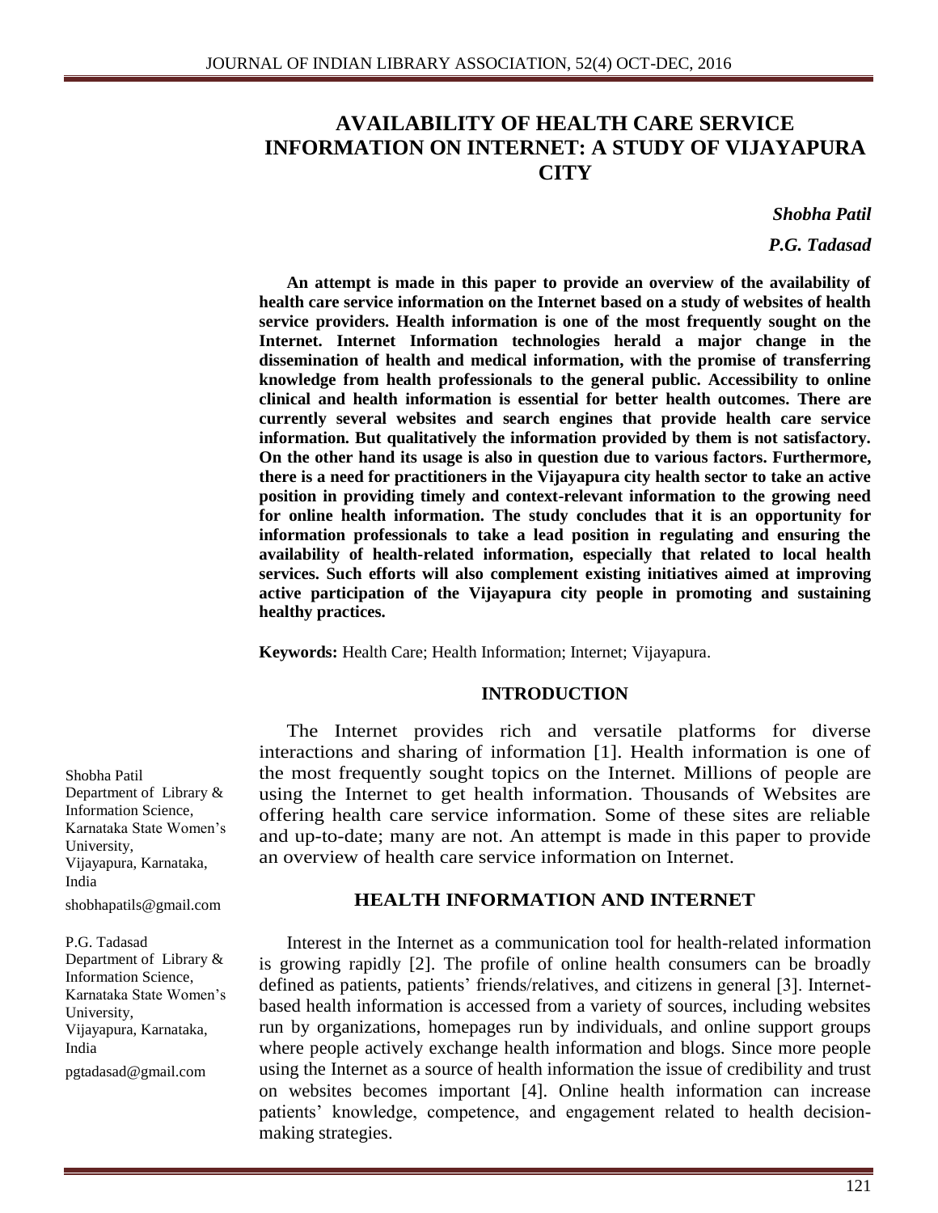# AVAILABILITY OF HEALTH CARE SERVICE INFORMATION ON INTERNET: A STUDY OF VIJAYAPURA CITY

***Shobha Patil***

***P.G. Tadasad***

**An attempt is made in this paper to provide an overview of the availability of health care service information on the Internet based on a study of websites of health service providers. Health information is one of the most frequently sought on the Internet. Internet Information technologies herald a major change in the dissemination of health and medical information, with the promise of transferring knowledge from health professionals to the general public. Accessibility to online clinical and health information is essential for better health outcomes. There are currently several websites and search engines that provide health care service information. But qualitatively the information provided by them is not satisfactory. On the other hand its usage is also in question due to various factors. Furthermore, there is a need for practitioners in the Vijayapura city health sector to take an active position in providing timely and context-relevant information to the growing need for online health information. The study concludes that it is an opportunity for information professionals to take a lead position in regulating and ensuring the availability of health-related information, especially that related to local health services. Such efforts will also complement existing initiatives aimed at improving active participation of the Vijayapura city people in promoting and sustaining healthy practices.**

**Keywords:** Health Care; Health Information; Internet; Vijayapura.

Shobha Patil
Department of Library & Information Science,
Karnataka State Women's University,
Vijayapura, Karnataka,
India
shobhapatils@gmail.com

P.G. Tadasad
Department of Library & Information Science,
Karnataka State Women's University,
Vijayapura, Karnataka,
India
pgtadasad@gmail.com

## INTRODUCTION

The Internet provides rich and versatile platforms for diverse interactions and sharing of information [1]. Health information is one of the most frequently sought topics on the Internet. Millions of people are using the Internet to get health information. Thousands of Websites are offering health care service information. Some of these sites are reliable and up-to-date; many are not. An attempt is made in this paper to provide an overview of health care service information on Internet.

## HEALTH INFORMATION AND INTERNET

Interest in the Internet as a communication tool for health-related information is growing rapidly [2]. The profile of online health consumers can be broadly defined as patients, patients' friends/relatives, and citizens in general [3]. Internet-based health information is accessed from a variety of sources, including websites run by organizations, homepages run by individuals, and online support groups where people actively exchange health information and blogs. Since more people using the Internet as a source of health information the issue of credibility and trust on websites becomes important [4]. Online health information can increase patients' knowledge, competence, and engagement related to health decision-making strategies.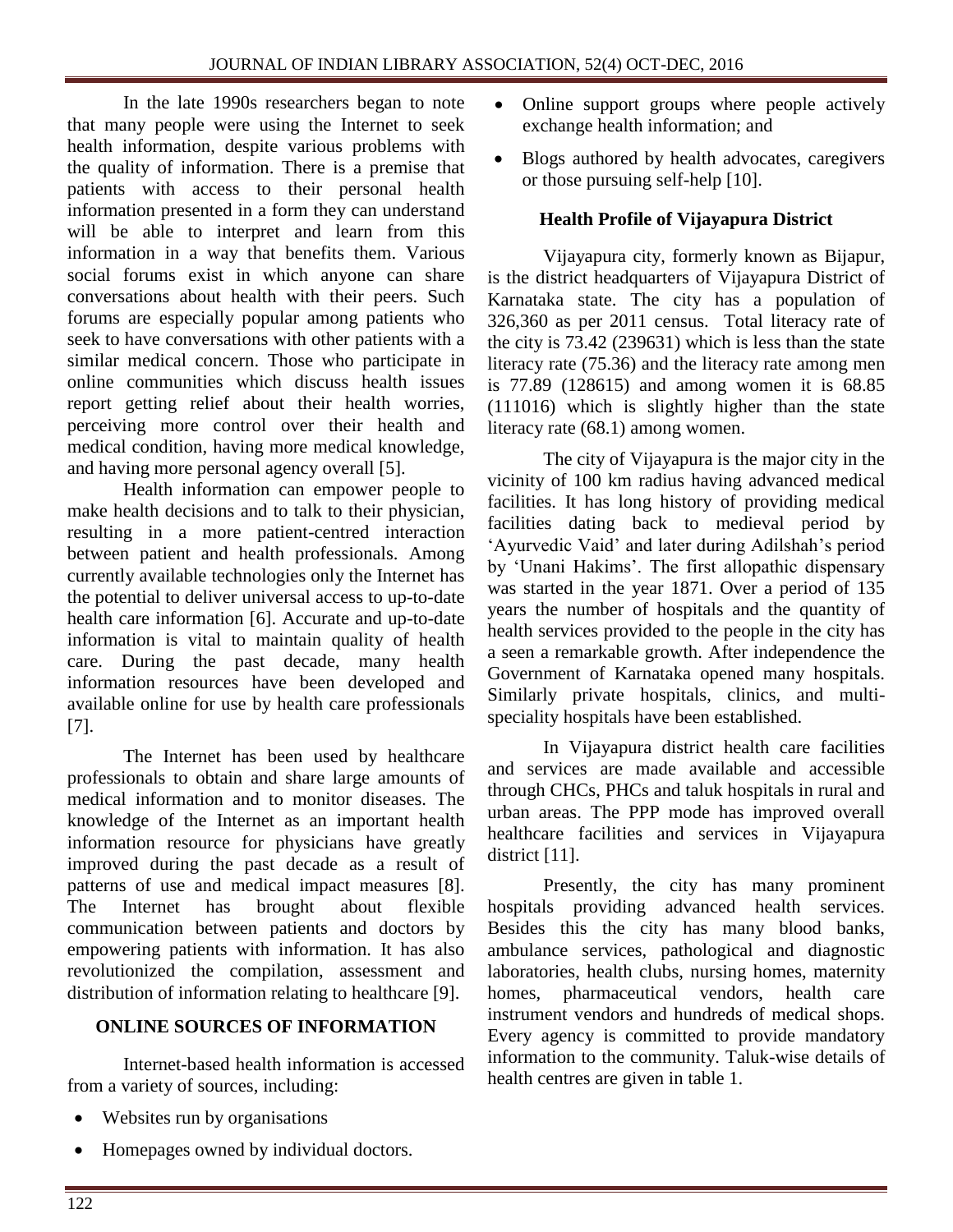In the late 1990s researchers began to note that many people were using the Internet to seek health information, despite various problems with the quality of information. There is a premise that patients with access to their personal health information presented in a form they can understand will be able to interpret and learn from this information in a way that benefits them. Various social forums exist in which anyone can share conversations about health with their peers. Such forums are especially popular among patients who seek to have conversations with other patients with a similar medical concern. Those who participate in online communities which discuss health issues report getting relief about their health worries, perceiving more control over their health and medical condition, having more medical knowledge, and having more personal agency overall [5].

Health information can empower people to make health decisions and to talk to their physician, resulting in a more patient-centred interaction between patient and health professionals. Among currently available technologies only the Internet has the potential to deliver universal access to up-to-date health care information [6]. Accurate and up-to-date information is vital to maintain quality of health care. During the past decade, many health information resources have been developed and available online for use by health care professionals [7].

The Internet has been used by healthcare professionals to obtain and share large amounts of medical information and to monitor diseases. The knowledge of the Internet as an important health information resource for physicians have greatly improved during the past decade as a result of patterns of use and medical impact measures [8]. The Internet has brought about flexible communication between patients and doctors by empowering patients with information. It has also revolutionized the compilation, assessment and distribution of information relating to healthcare [9].

## ONLINE SOURCES OF INFORMATION

Internet-based health information is accessed from a variety of sources, including:

- Websites run by organisations
- Homepages owned by individual doctors.
- Online support groups where people actively exchange health information; and
- Blogs authored by health advocates, caregivers or those pursuing self-help [10].

## Health Profile of Vijayapura District

Vijayapura city, formerly known as Bijapur, is the district headquarters of Vijayapura District of Karnataka state. The city has a population of 326,360 as per 2011 census. Total literacy rate of the city is 73.42 (239631) which is less than the state literacy rate (75.36) and the literacy rate among men is 77.89 (128615) and among women it is 68.85 (111016) which is slightly higher than the state literacy rate (68.1) among women.

The city of Vijayapura is the major city in the vicinity of 100 km radius having advanced medical facilities. It has long history of providing medical facilities dating back to medieval period by 'Ayurvedic Vaid' and later during Adilshah's period by 'Unani Hakims'. The first allopathic dispensary was started in the year 1871. Over a period of 135 years the number of hospitals and the quantity of health services provided to the people in the city has a seen a remarkable growth. After independence the Government of Karnataka opened many hospitals. Similarly private hospitals, clinics, and multi-speciality hospitals have been established.

In Vijayapura district health care facilities and services are made available and accessible through CHCs, PHCs and taluk hospitals in rural and urban areas. The PPP mode has improved overall healthcare facilities and services in Vijayapura district [11].

Presently, the city has many prominent hospitals providing advanced health services. Besides this the city has many blood banks, ambulance services, pathological and diagnostic laboratories, health clubs, nursing homes, maternity homes, pharmaceutical vendors, health care instrument vendors and hundreds of medical shops. Every agency is committed to provide mandatory information to the community. Taluk-wise details of health centres are given in table 1.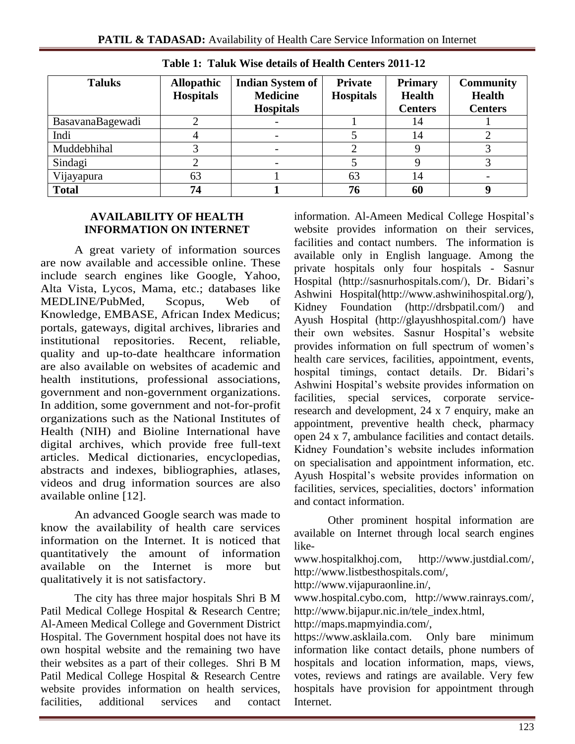**Table 1: Taluk Wise details of Health Centers 2011-12**

| Taluks | Allopathic Hospitals | Indian System of Medicine Hospitals | Private Hospitals | Primary Health Centers | Community Health Centers |
|---|---|---|---|---|---|
| BasavanaBagewadi | 2 | - | 1 | 14 | 1 |
| Indi | 4 | - | 5 | 14 | 2 |
| Muddebhihal | 3 | - | 2 | 9 | 3 |
| Sindagi | 2 | - | 5 | 9 | 3 |
| Vijayapura | 63 | 1 | 63 | 14 | - |
| **Total** | **74** | **1** | **76** | **60** | **9** |

## AVAILABILITY OF HEALTH INFORMATION ON INTERNET

A great variety of information sources are now available and accessible online. These include search engines like Google, Yahoo, Alta Vista, Lycos, Mama, etc.; databases like MEDLINE/PubMed, Scopus, Web of Knowledge, EMBASE, African Index Medicus; portals, gateways, digital archives, libraries and institutional repositories. Recent, reliable, quality and up-to-date healthcare information are also available on websites of academic and health institutions, professional associations, government and non-government organizations. In addition, some government and not-for-profit organizations such as the National Institutes of Health (NIH) and Bioline International have digital archives, which provide free full-text articles. Medical dictionaries, encyclopedias, abstracts and indexes, bibliographies, atlases, videos and drug information sources are also available online [12].

An advanced Google search was made to know the availability of health care services information on the Internet. It is noticed that quantitatively the amount of information available on the Internet is more but qualitatively it is not satisfactory.

The city has three major hospitals Shri B M Patil Medical College Hospital & Research Centre; Al-Ameen Medical College and Government District Hospital. The Government hospital does not have its own hospital website and the remaining two have their websites as a part of their colleges. Shri B M Patil Medical College Hospital & Research Centre website provides information on health services, facilities, additional services and contact information. Al-Ameen Medical College Hospital's website provides information on their services, facilities and contact numbers. The information is available only in English language. Among the private hospitals only four hospitals - Sasnur Hospital (http://sasnurhospitals.com/), Dr. Bidari's Ashwini Hospital(http://www.ashwinihospital.org/), Kidney Foundation (http://drsbpatil.com/) and Ayush Hospital (http://glayushhospital.com/) have their own websites. Sasnur Hospital's website provides information on full spectrum of women's health care services, facilities, appointment, events, hospital timings, contact details. Dr. Bidari's Ashwini Hospital's website provides information on facilities, special services, corporate service-research and development, 24 x 7 enquiry, make an appointment, preventive health check, pharmacy open 24 x 7, ambulance facilities and contact details. Kidney Foundation's website includes information on specialisation and appointment information, etc. Ayush Hospital's website provides information on facilities, services, specialities, doctors' information and contact information.

Other prominent hospital information are available on Internet through local search engines like-
www.hospitalkhoj.com, http://www.justdial.com/, http://www.listbesthospitals.com/,
http://www.vijapuraonline.in/,
www.hospital.cybo.com, http://www.rainrays.com/, http://www.bijapur.nic.in/tele_index.html,
http://maps.mapmyindia.com/,
https://www.asklaila.com. Only bare minimum information like contact details, phone numbers of hospitals and location information, maps, views, votes, reviews and ratings are available. Very few hospitals have provision for appointment through Internet.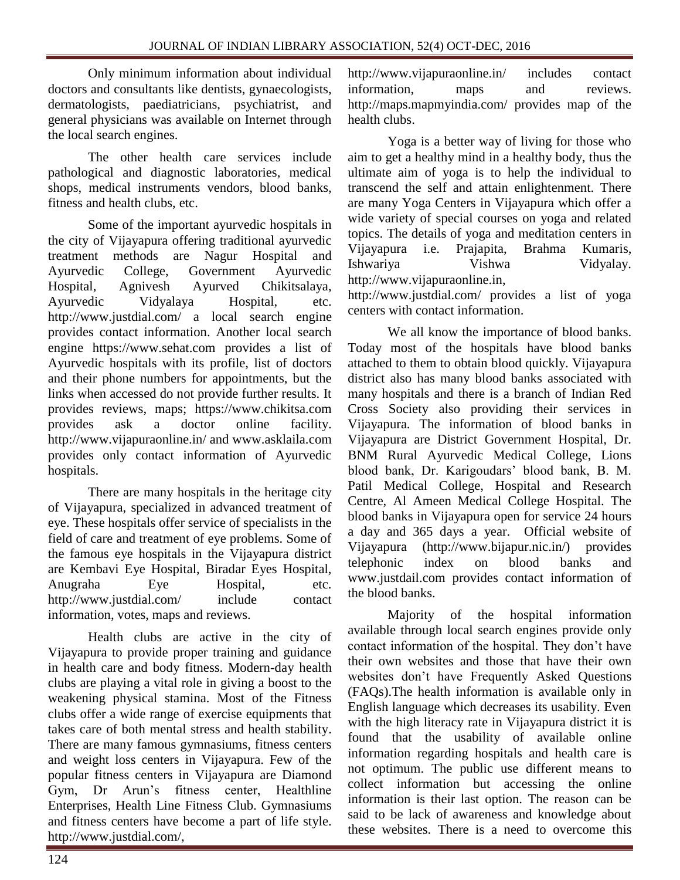Only minimum information about individual doctors and consultants like dentists, gynaecologists, dermatologists, paediatricians, psychiatrist, and general physicians was available on Internet through the local search engines.

The other health care services include pathological and diagnostic laboratories, medical shops, medical instruments vendors, blood banks, fitness and health clubs, etc.

Some of the important ayurvedic hospitals in the city of Vijayapura offering traditional ayurvedic treatment methods are Nagur Hospital and Ayurvedic College, Government Ayurvedic Hospital, Agnivesh Ayurved Chikitsalaya, Ayurvedic Vidyalaya Hospital, etc. http://www.justdial.com/ a local search engine provides contact information. Another local search engine https://www.sehat.com provides a list of Ayurvedic hospitals with its profile, list of doctors and their phone numbers for appointments, but the links when accessed do not provide further results. It provides reviews, maps; https://www.chikitsa.com provides ask a doctor online facility. http://www.vijapuraonline.in/ and www.asklaila.com provides only contact information of Ayurvedic hospitals.

There are many hospitals in the heritage city of Vijayapura, specialized in advanced treatment of eye. These hospitals offer service of specialists in the field of care and treatment of eye problems. Some of the famous eye hospitals in the Vijayapura district are Kembavi Eye Hospital, Biradar Eyes Hospital, Anugraha Eye Hospital, etc. http://www.justdial.com/ include contact information, votes, maps and reviews.

Health clubs are active in the city of Vijayapura to provide proper training and guidance in health care and body fitness. Modern-day health clubs are playing a vital role in giving a boost to the weakening physical stamina. Most of the Fitness clubs offer a wide range of exercise equipments that takes care of both mental stress and health stability. There are many famous gymnasiums, fitness centers and weight loss centers in Vijayapura. Few of the popular fitness centers in Vijayapura are Diamond Gym, Dr Arun's fitness center, Healthline Enterprises, Health Line Fitness Club. Gymnasiums and fitness centers have become a part of life style. http://www.justdial.com/, http://www.vijapuraonline.in/ includes contact information, maps and reviews. http://maps.mapmyindia.com/ provides map of the health clubs.

Yoga is a better way of living for those who aim to get a healthy mind in a healthy body, thus the ultimate aim of yoga is to help the individual to transcend the self and attain enlightenment. There are many Yoga Centers in Vijayapura which offer a wide variety of special courses on yoga and related topics. The details of yoga and meditation centers in Vijayapura i.e. Prajapita, Brahma Kumaris, Ishwariya Vishwa Vidyalay. http://www.vijapuraonline.in, http://www.justdial.com/ provides a list of yoga centers with contact information.

We all know the importance of blood banks. Today most of the hospitals have blood banks attached to them to obtain blood quickly. Vijayapura district also has many blood banks associated with many hospitals and there is a branch of Indian Red Cross Society also providing their services in Vijayapura. The information of blood banks in Vijayapura are District Government Hospital, Dr. BNM Rural Ayurvedic Medical College, Lions blood bank, Dr. Karigoudars' blood bank, B. M. Patil Medical College, Hospital and Research Centre, Al Ameen Medical College Hospital. The blood banks in Vijayapura open for service 24 hours a day and 365 days a year. Official website of Vijayapura (http://www.bijapur.nic.in/) provides telephonic index on blood banks and www.justdail.com provides contact information of the blood banks.

Majority of the hospital information available through local search engines provide only contact information of the hospital. They don't have their own websites and those that have their own websites don't have Frequently Asked Questions (FAQs).The health information is available only in English language which decreases its usability. Even with the high literacy rate in Vijayapura district it is found that the usability of available online information regarding hospitals and health care is not optimum. The public use different means to collect information but accessing the online information is their last option. The reason can be said to be lack of awareness and knowledge about these websites. There is a need to overcome this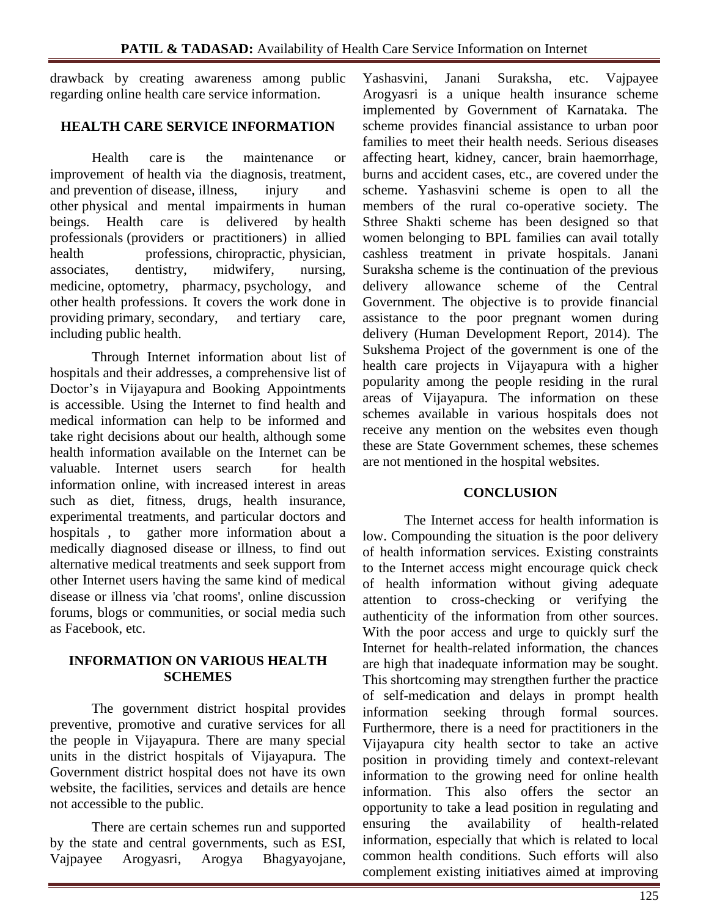drawback by creating awareness among public regarding online health care service information.

## HEALTH CARE SERVICE INFORMATION

Health care is the maintenance or improvement of health via the diagnosis, treatment, and prevention of disease, illness, injury and other physical and mental impairments in human beings. Health care is delivered by health professionals (providers or practitioners) in allied health professions, chiropractic, physician, associates, dentistry, midwifery, nursing, medicine, optometry, pharmacy, psychology, and other health professions. It covers the work done in providing primary, secondary, and tertiary care, including public health.

Through Internet information about list of hospitals and their addresses, a comprehensive list of Doctor's in Vijayapura and Booking Appointments is accessible. Using the Internet to find health and medical information can help to be informed and take right decisions about our health, although some health information available on the Internet can be valuable. Internet users search for health information online, with increased interest in areas such as diet, fitness, drugs, health insurance, experimental treatments, and particular doctors and hospitals , to gather more information about a medically diagnosed disease or illness, to find out alternative medical treatments and seek support from other Internet users having the same kind of medical disease or illness via 'chat rooms', online discussion forums, blogs or communities, or social media such as Facebook, etc.

## INFORMATION ON VARIOUS HEALTH SCHEMES

The government district hospital provides preventive, promotive and curative services for all the people in Vijayapura. There are many special units in the district hospitals of Vijayapura. The Government district hospital does not have its own website, the facilities, services and details are hence not accessible to the public.

There are certain schemes run and supported by the state and central governments, such as ESI, Vajpayee Arogyasri, Arogya Bhagyayojane, Yashasvini, Janani Suraksha, etc. Vajpayee Arogyasri is a unique health insurance scheme implemented by Government of Karnataka. The scheme provides financial assistance to urban poor families to meet their health needs. Serious diseases affecting heart, kidney, cancer, brain haemorrhage, burns and accident cases, etc., are covered under the scheme. Yashasvini scheme is open to all the members of the rural co-operative society. The Sthree Shakti scheme has been designed so that women belonging to BPL families can avail totally cashless treatment in private hospitals. Janani Suraksha scheme is the continuation of the previous delivery allowance scheme of the Central Government. The objective is to provide financial assistance to the poor pregnant women during delivery (Human Development Report, 2014). The Sukshema Project of the government is one of the health care projects in Vijayapura with a higher popularity among the people residing in the rural areas of Vijayapura. The information on these schemes available in various hospitals does not receive any mention on the websites even though these are State Government schemes, these schemes are not mentioned in the hospital websites.

## CONCLUSION

The Internet access for health information is low. Compounding the situation is the poor delivery of health information services. Existing constraints to the Internet access might encourage quick check of health information without giving adequate attention to cross-checking or verifying the authenticity of the information from other sources. With the poor access and urge to quickly surf the Internet for health-related information, the chances are high that inadequate information may be sought. This shortcoming may strengthen further the practice of self-medication and delays in prompt health information seeking through formal sources. Furthermore, there is a need for practitioners in the Vijayapura city health sector to take an active position in providing timely and context-relevant information to the growing need for online health information. This also offers the sector an opportunity to take a lead position in regulating and ensuring the availability of health-related information, especially that which is related to local common health conditions. Such efforts will also complement existing initiatives aimed at improving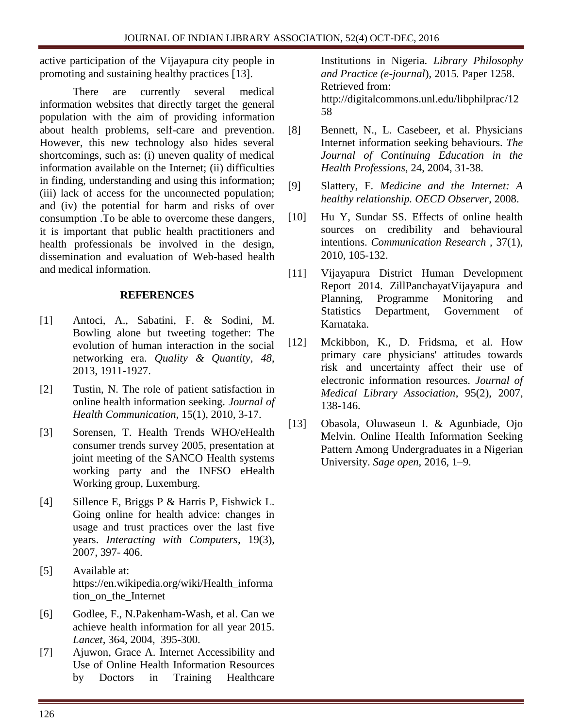active participation of the Vijayapura city people in promoting and sustaining healthy practices [13].

There are currently several medical information websites that directly target the general population with the aim of providing information about health problems, self-care and prevention. However, this new technology also hides several shortcomings, such as: (i) uneven quality of medical information available on the Internet; (ii) difficulties in finding, understanding and using this information; (iii) lack of access for the unconnected population; and (iv) the potential for harm and risks of over consumption .To be able to overcome these dangers, it is important that public health practitioners and health professionals be involved in the design, dissemination and evaluation of Web-based health and medical information.

## REFERENCES

[1] Antoci, A., Sabatini, F. & Sodini, M. Bowling alone but tweeting together: The evolution of human interaction in the social networking era. *Quality & Quantity*, *48*, 2013, 1911-1927.

[2] Tustin, N. The role of patient satisfaction in online health information seeking. *Journal of Health Communication*, 15(1), 2010, 3-17.

[3] Sorensen, T. Health Trends WHO/eHealth consumer trends survey 2005, presentation at joint meeting of the SANCO Health systems working party and the INFSO eHealth Working group, Luxemburg.

[4] Sillence E, Briggs P & Harris P, Fishwick L. Going online for health advice: changes in usage and trust practices over the last five years. *Interacting with Computers*, 19(3), 2007, 397- 406.

[5] Available at: https://en.wikipedia.org/wiki/Health_information_on_the_Internet

[6] Godlee, F., N.Pakenham-Wash, et al. Can we achieve health information for all year 2015. *Lancet*, 364, 2004, 395-300.

[7] Ajuwon, Grace A. Internet Accessibility and Use of Online Health Information Resources by Doctors in Training Healthcare Institutions in Nigeria. *Library Philosophy and Practice (e-journal*), 2015*.* Paper 1258. Retrieved from: http://digitalcommons.unl.edu/libphilprac/1258

[8] Bennett, N., L. Casebeer, et al. Physicians Internet information seeking behaviours. *The Journal of Continuing Education in the Health Professions*, 24, 2004, 31-38.

[9] Slattery, F. *Medicine and the Internet: A healthy relationship. OECD Observer*, 2008.

[10] Hu Y, Sundar SS. Effects of online health sources on credibility and behavioural intentions. *Communication Research* , 37(1), 2010, 105-132.

[11] Vijayapura District Human Development Report 2014. ZillPanchayatVijayapura and Planning, Programme Monitoring and Statistics Department, Government of Karnataka.

[12] Mckibbon, K., D. Fridsma, et al. How primary care physicians' attitudes towards risk and uncertainty affect their use of electronic information resources. *Journal of Medical Library Association*, 95(2), 2007, 138-146.

[13] Obasola, Oluwaseun I. & Agunbiade, Ojo Melvin. Online Health Information Seeking Pattern Among Undergraduates in a Nigerian University. *Sage open*, 2016, 1–9.